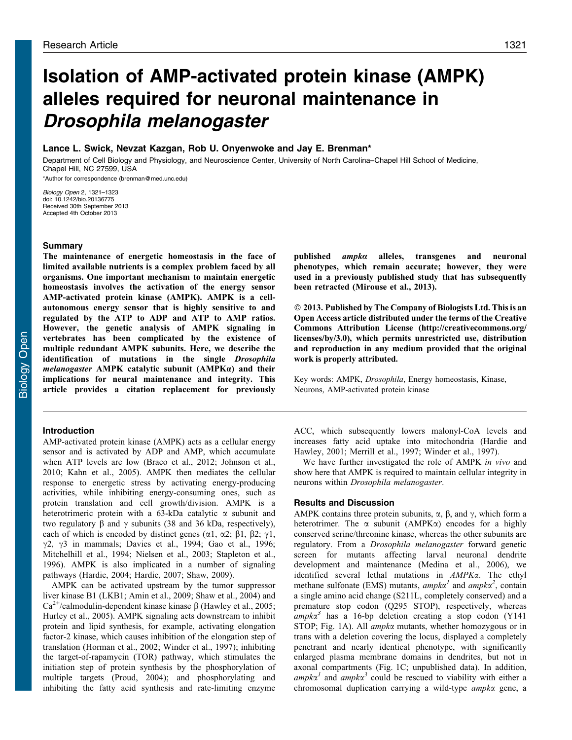Research Article

# Isolation of AMP-activated protein kinase (AMPK) alleles required for neuronal maintenance in *Drosophila melanogaster*

**Lance L. Swick, Nevzat Kazgan, Rob U. Onyenwoke and Jay E. Brenman***

Department of Cell Biology and Physiology, and Neuroscience Center, University of North Carolina–Chapel Hill School of Medicine, Chapel Hill, NC 27599, USA

*Author for correspondence (brenman@med.unc.edu)

*Biology Open* 2, 1321–1323
doi: 10.1242/bio.20136775
Received 30th September 2013
Accepted 4th October 2013

## Summary

**The maintenance of energetic homeostasis in the face of limited available nutrients is a complex problem faced by all organisms. One important mechanism to maintain energetic homeostasis involves the activation of the energy sensor AMP-activated protein kinase (AMPK). AMPK is a cell-autonomous energy sensor that is highly sensitive to and regulated by the ATP to ADP and ATP to AMP ratios. However, the genetic analysis of AMPK signaling in vertebrates has been complicated by the existence of multiple redundant AMPK subunits. Here, we describe the identification of mutations in the single *Drosophila melanogaster* AMPK catalytic subunit (AMPKα) and their implications for neural maintenance and integrity. This article provides a citation replacement for previously published *ampkα* alleles, transgenes and neuronal phenotypes, which remain accurate; however, they were used in a previously published study that has subsequently been retracted (Mirouse et al., 2013).**

**© 2013. Published by The Company of Biologists Ltd. This is an Open Access article distributed under the terms of the Creative Commons Attribution License (http://creativecommons.org/licenses/by/3.0), which permits unrestricted use, distribution and reproduction in any medium provided that the original work is properly attributed.**

Key words: AMPK, *Drosophila*, Energy homeostasis, Kinase, Neurons, AMP-activated protein kinase

## Introduction

AMP-activated protein kinase (AMPK) acts as a cellular energy sensor and is activated by ADP and AMP, which accumulate when ATP levels are low (Braco et al., 2012; Johnson et al., 2010; Kahn et al., 2005). AMPK then mediates the cellular response to energetic stress by activating energy-producing activities, while inhibiting energy-consuming ones, such as protein translation and cell growth/division. AMPK is a heterotrimeric protein with a 63-kDa catalytic α subunit and two regulatory β and γ subunits (38 and 36 kDa, respectively), each of which is encoded by distinct genes (α1, α2; β1, β2; γ1, γ2, γ3 in mammals; Davies et al., 1994; Gao et al., 1996; Mitchelhill et al., 1994; Nielsen et al., 2003; Stapleton et al., 1996). AMPK is also implicated in a number of signaling pathways (Hardie, 2004; Hardie, 2007; Shaw, 2009).

AMPK can be activated upstream by the tumor suppressor liver kinase B1 (LKB1; Amin et al., 2009; Shaw et al., 2004) and $Ca^{2+}$/calmodulin-dependent kinase kinase β (Hawley et al., 2005; Hurley et al., 2005). AMPK signaling acts downstream to inhibit protein and lipid synthesis, for example, activating elongation factor-2 kinase, which causes inhibition of the elongation step of translation (Horman et al., 2002; Winder et al., 1997); inhibiting the target-of-rapamycin (TOR) pathway, which stimulates the initiation step of protein synthesis by the phosphorylation of multiple targets (Proud, 2004); and phosphorylating and inhibiting the fatty acid synthesis and rate-limiting enzyme ACC, which subsequently lowers malonyl-CoA levels and increases fatty acid uptake into mitochondria (Hardie and Hawley, 2001; Merrill et al., 1997; Winder et al., 1997).

We have further investigated the role of AMPK *in vivo* and show here that AMPK is required to maintain cellular integrity in neurons within *Drosophila melanogaster*.

## Results and Discussion

AMPK contains three protein subunits, α, β, and γ, which form a heterotrimer. The α subunit (AMPKα) encodes for a highly conserved serine/threonine kinase, whereas the other subunits are regulatory. From a *Drosophila melanogaster* forward genetic screen for mutants affecting larval neuronal dendrite development and maintenance (Medina et al., 2006), we identified several lethal mutations in *AMPKα*. The ethyl methane sulfonate (EMS) mutants, $ampk\alpha^1$ and $ampk\alpha^2$, contain a single amino acid change (S211L, completely conserved) and a premature stop codon (Q295 STOP), respectively, whereas $ampk\alpha^3$ has a 16-bp deletion creating a stop codon (Y141 STOP; Fig. 1A). All *ampkα* mutants, whether homozygous or in trans with a deletion covering the locus, displayed a completely penetrant and nearly identical phenotype, with significantly enlarged plasma membrane domains in dendrites, but not in axonal compartments (Fig. 1C; unpublished data). In addition, $ampk\alpha^1$ and $ampk\alpha^3$ could be rescued to viability with either a chromosomal duplication carrying a wild-type *ampkα* gene, a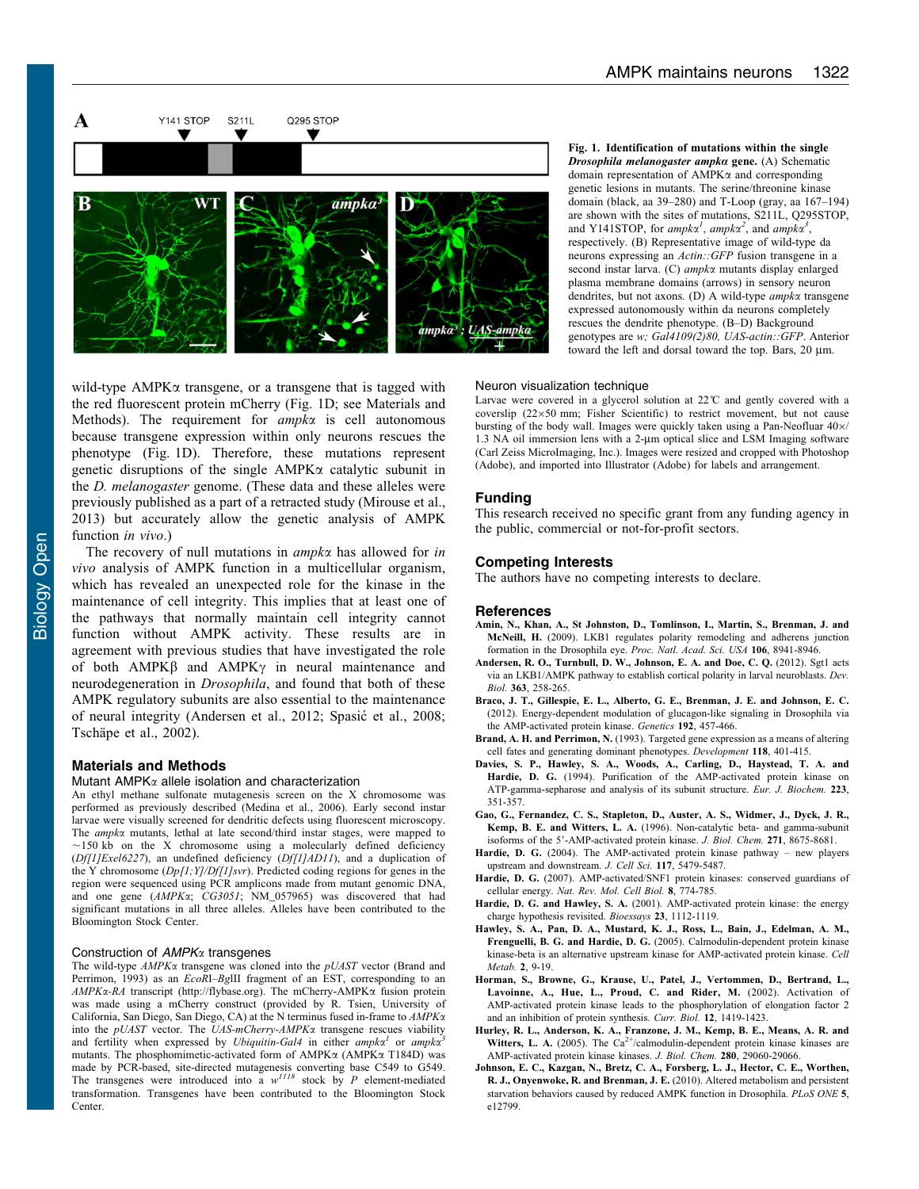**Fig. 1. Identification of mutations within the single *Drosophila melanogaster ampkα* gene.** (A) Schematic domain representation of AMPKα and corresponding genetic lesions in mutants. The serine/threonine kinase domain (black, aa 39–280) and T-Loop (gray, aa 167–194) are shown with the sites of mutations, S211L, Q295STOP, and Y141STOP, for *ampkα[1]*, *ampkα[2]*, and *ampkα[3]*, respectively. (B) Representative image of wild-type da neurons expressing an *Actin::GFP* fusion transgene in a second instar larva. (C) *ampkα* mutants display enlarged plasma membrane domains (arrows) in sensory neuron dendrites, but not axons. (D) A wild-type *ampkα* transgene expressed autonomously within da neurons completely rescues the dendrite phenotype. (B–D) Background genotypes are *w; Gal4109(2)80, UAS-actin::GFP*. Anterior toward the left and dorsal toward the top. Bars, 20 µm.

wild-type AMPKα transgene, or a transgene that is tagged with the red fluorescent protein mCherry (Fig. 1D; see Materials and Methods). The requirement for *ampkα* is cell autonomous because transgene expression within only neurons rescues the phenotype (Fig. 1D). Therefore, these mutations represent genetic disruptions of the single AMPKα catalytic subunit in the *D. melanogaster* genome. (These data and these alleles were previously published as a part of a retracted study (Mirouse et al., 2013) but accurately allow the genetic analysis of AMPK function *in vivo*.)

The recovery of null mutations in *ampkα* has allowed for *in vivo* analysis of AMPK function in a multicellular organism, which has revealed an unexpected role for the kinase in the maintenance of cell integrity. This implies that at least one of the pathways that normally maintain cell integrity cannot function without AMPK activity. These results are in agreement with previous studies that have investigated the role of both AMPKβ and AMPKγ in neural maintenance and neurodegeneration in *Drosophila*, and found that both of these AMPK regulatory subunits are also essential to the maintenance of neural integrity (Andersen et al., 2012; Spasić et al., 2008; Tschäpe et al., 2002).

## Materials and Methods

### Mutant AMPKα allele isolation and characterization

An ethyl methane sulfonate mutagenesis screen on the X chromosome was performed as previously described (Medina et al., 2006). Early second instar larvae were visually screened for dendritic defects using fluorescent microscopy. The *ampkα* mutants, lethal at late second/third instar stages, were mapped to ~150 kb on the X chromosome using a molecularly defined deficiency (*Df[1]Exel6227*), an undefined deficiency (*Df[1]AD11*), and a duplication of the Y chromosome (*Dp[1;Y]/Df[1]svr*). Predicted coding regions for genes in the region were sequenced using PCR amplicons made from mutant genomic DNA, and one gene (*AMPKα*; *CG3051*; NM_057965) was discovered that had significant mutations in all three alleles. Alleles have been contributed to the Bloomington Stock Center.

### Construction of *AMPKα* transgenes

The wild-type *AMPKα* transgene was cloned into the *pUAST* vector (Brand and Perrimon, 1993) as an *EcoRI–BglII* fragment of an EST, corresponding to an *AMPKα-RA* transcript (http://flybase.org). The mCherry-AMPKα fusion protein was made using a mCherry construct (provided by R. Tsien, University of California, San Diego, San Diego, CA) at the N terminus fused in-frame to *AMPKα* into the *pUAST* vector. The *UAS-mCherry-AMPKα* transgene rescues viability and fertility when expressed by *Ubiquitin-Gal4* in either *ampkα[1]* or *ampkα[3]* mutants. The phosphomimetic-activated form of AMPKα (AMPKα T184D) was made by PCR-based, site-directed mutagenesis converting base C549 to G549. The transgenes were introduced into a $w^{1118}$ stock by *P* element-mediated transformation. Transgenes have been contributed to the Bloomington Stock Center.

### Neuron visualization technique

Larvae were covered in a glycerol solution at 22°C and gently covered with a coverslip (22×50 mm; Fisher Scientific) to restrict movement, but not cause bursting of the body wall. Images were quickly taken using a Pan-Neofluar 40×/1.3 NA oil immersion lens with a 2-µm optical slice and LSM Imaging software (Carl Zeiss MicroImaging, Inc.). Images were resized and cropped with Photoshop (Adobe), and imported into Illustrator (Adobe) for labels and arrangement.

## Funding

This research received no specific grant from any funding agency in the public, commercial or not-for-profit sectors.

## Competing Interests

The authors have no competing interests to declare.

## References

- **Amin, N., Khan, A., St Johnston, D., Tomlinson, I., Martin, S., Brenman, J. and McNeill, H.** (2009). LKB1 regulates polarity remodeling and adherens junction formation in the Drosophila eye. *Proc. Natl. Acad. Sci. USA* **106**, 8941-8946.
- **Andersen, R. O., Turnbull, D. W., Johnson, E. A. and Doe, C. Q.** (2012). Sgt1 acts via an LKB1/AMPK pathway to establish cortical polarity in larval neuroblasts. *Dev. Biol.* **363**, 258-265.
- **Braco, J. T., Gillespie, E. L., Alberto, G. E., Brenman, J. E. and Johnson, E. C.** (2012). Energy-dependent modulation of glucagon-like signaling in Drosophila via the AMP-activated protein kinase. *Genetics* **192**, 457-466.
- **Brand, A. H. and Perrimon, N.** (1993). Targeted gene expression as a means of altering cell fates and generating dominant phenotypes. *Development* **118**, 401-415.
- **Davies, S. P., Hawley, S. A., Woods, A., Carling, D., Haystead, T. A. and Hardie, D. G.** (1994). Purification of the AMP-activated protein kinase on ATP-gamma-sepharose and analysis of its subunit structure. *Eur. J. Biochem.* **223**, 351-357.
- **Gao, G., Fernandez, C. S., Stapleton, D., Auster, A. S., Widmer, J., Dyck, J. R., Kemp, B. E. and Witters, L. A.** (1996). Non-catalytic beta- and gamma-subunit isoforms of the 5′-AMP-activated protein kinase. *J. Biol. Chem.* **271**, 8675-8681.
- **Hardie, D. G.** (2004). The AMP-activated protein kinase pathway – new players upstream and downstream. *J. Cell Sci.* **117**, 5479-5487.
- **Hardie, D. G.** (2007). AMP-activated/SNF1 protein kinases: conserved guardians of cellular energy. *Nat. Rev. Mol. Cell Biol.* **8**, 774-785.
- **Hardie, D. G. and Hawley, S. A.** (2001). AMP-activated protein kinase: the energy charge hypothesis revisited. *Bioessays* **23**, 1112-1119.
- **Hawley, S. A., Pan, D. A., Mustard, K. J., Ross, L., Bain, J., Edelman, A. M., Frenguelli, B. G. and Hardie, D. G.** (2005). Calmodulin-dependent protein kinase kinase-beta is an alternative upstream kinase for AMP-activated protein kinase. *Cell Metab.* **2**, 9-19.
- **Horman, S., Browne, G., Krause, U., Patel, J., Vertommen, D., Bertrand, L., Lavoinne, A., Hue, L., Proud, C. and Rider, M.** (2002). Activation of AMP-activated protein kinase leads to the phosphorylation of elongation factor 2 and an inhibition of protein synthesis. *Curr. Biol.* **12**, 1419-1423.
- **Hurley, R. L., Anderson, K. A., Franzone, J. M., Kemp, B. E., Means, A. R. and Witters, L. A.** (2005). The $Ca^{2+}$/calmodulin-dependent protein kinase kinases are AMP-activated protein kinase kinases. *J. Biol. Chem.* **280**, 29060-29066.
- **Johnson, E. C., Kazgan, N., Bretz, C. A., Forsberg, L. J., Hector, C. E., Worthen, R. J., Onyenwoke, R. and Brenman, J. E.** (2010). Altered metabolism and persistent starvation behaviors caused by reduced AMPK function in Drosophila. *PLoS ONE* **5**, e12799.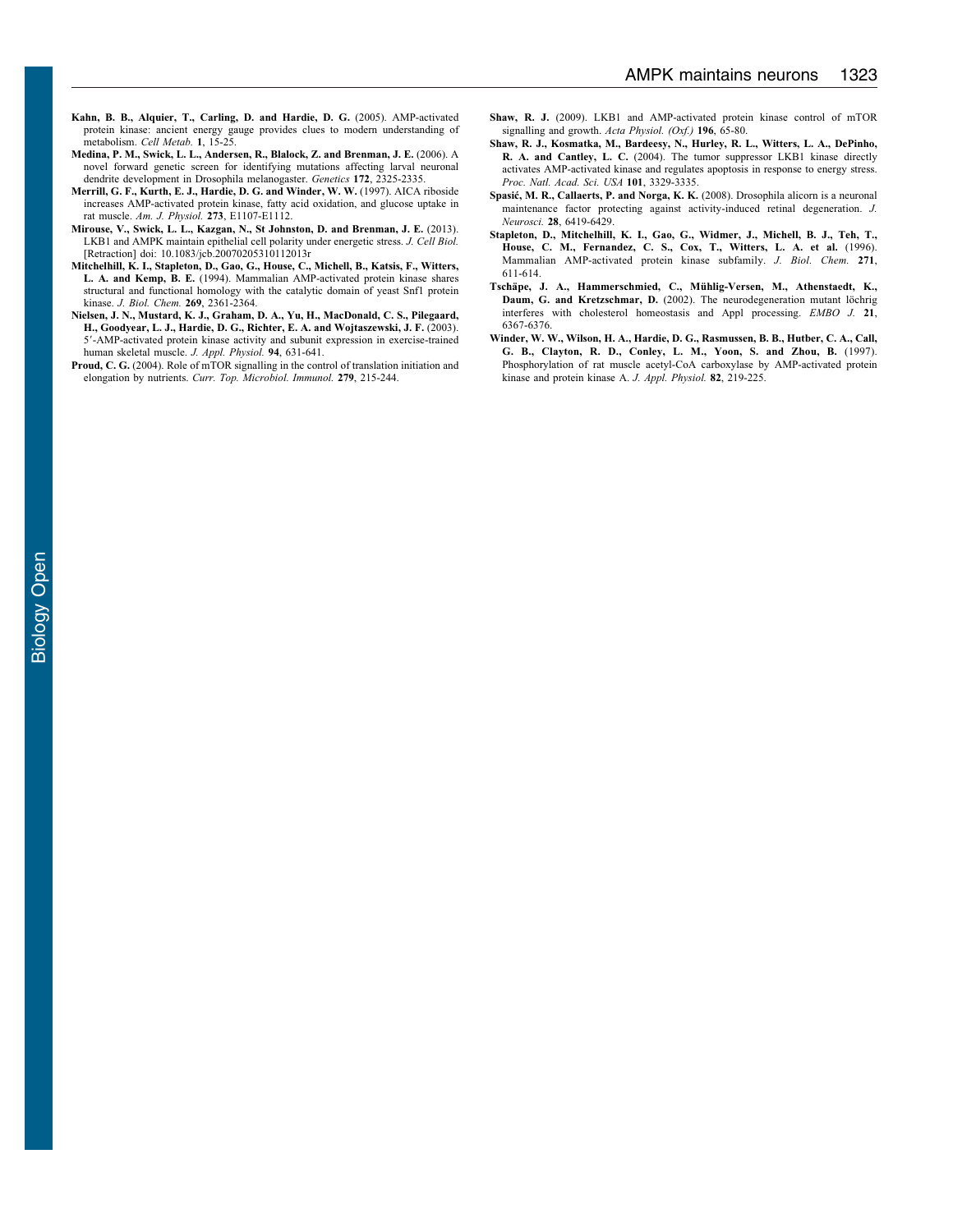**Kahn, B. B., Alquier, T., Carling, D. and Hardie, D. G.** (2005). AMP-activated protein kinase: ancient energy gauge provides clues to modern understanding of metabolism. *Cell Metab.* **1**, 15-25.

**Medina, P. M., Swick, L. L., Andersen, R., Blalock, Z. and Brenman, J. E.** (2006). A novel forward genetic screen for identifying mutations affecting larval neuronal dendrite development in Drosophila melanogaster. *Genetics* **172**, 2325-2335.

**Merrill, G. F., Kurth, E. J., Hardie, D. G. and Winder, W. W.** (1997). AICA riboside increases AMP-activated protein kinase, fatty acid oxidation, and glucose uptake in rat muscle. *Am. J. Physiol.* **273**, E1107-E1112.

**Mirouse, V., Swick, L. L., Kazgan, N., St Johnston, D. and Brenman, J. E.** (2013). LKB1 and AMPK maintain epithelial cell polarity under energetic stress. *J. Cell Biol.* [Retraction] doi: 10.1083/jcb.20070205310112013r

**Mitchelhill, K. I., Stapleton, D., Gao, G., House, C., Michell, B., Katsis, F., Witters, L. A. and Kemp, B. E.** (1994). Mammalian AMP-activated protein kinase shares structural and functional homology with the catalytic domain of yeast Snf1 protein kinase. *J. Biol. Chem.* **269**, 2361-2364.

**Nielsen, J. N., Mustard, K. J., Graham, D. A., Yu, H., MacDonald, C. S., Pilegaard, H., Goodyear, L. J., Hardie, D. G., Richter, E. A. and Wojtaszewski, J. F.** (2003). 5′-AMP-activated protein kinase activity and subunit expression in exercise-trained human skeletal muscle. *J. Appl. Physiol.* **94**, 631-641.

**Proud, C. G.** (2004). Role of mTOR signalling in the control of translation initiation and elongation by nutrients. *Curr. Top. Microbiol. Immunol.* **279**, 215-244.

**Shaw, R. J.** (2009). LKB1 and AMP-activated protein kinase control of mTOR signalling and growth. *Acta Physiol. (Oxf.)* **196**, 65-80.

**Shaw, R. J., Kosmatka, M., Bardeesy, N., Hurley, R. L., Witters, L. A., DePinho, R. A. and Cantley, L. C.** (2004). The tumor suppressor LKB1 kinase directly activates AMP-activated kinase and regulates apoptosis in response to energy stress. *Proc. Natl. Acad. Sci. USA* **101**, 3329-3335.

**Spasić, M. R., Callaerts, P. and Norga, K. K.** (2008). Drosophila alicorn is a neuronal maintenance factor protecting against activity-induced retinal degeneration. *J. Neurosci.* **28**, 6419-6429.

**Stapleton, D., Mitchelhill, K. I., Gao, G., Widmer, J., Michell, B. J., Teh, T., House, C. M., Fernandez, C. S., Cox, T., Witters, L. A. et al.** (1996). Mammalian AMP-activated protein kinase subfamily. *J. Biol. Chem.* **271**, 611-614.

**Tschäpe, J. A., Hammerschmied, C., Mühlig-Versen, M., Athenstaedt, K., Daum, G. and Kretzschmar, D.** (2002). The neurodegeneration mutant löchrig interferes with cholesterol homeostasis and Appl processing. *EMBO J.* **21**, 6367-6376.

**Winder, W. W., Wilson, H. A., Hardie, D. G., Rasmussen, B. B., Hutber, C. A., Call, G. B., Clayton, R. D., Conley, L. M., Yoon, S. and Zhou, B.** (1997). Phosphorylation of rat muscle acetyl-CoA carboxylase by AMP-activated protein kinase and protein kinase A. *J. Appl. Physiol.* **82**, 219-225.